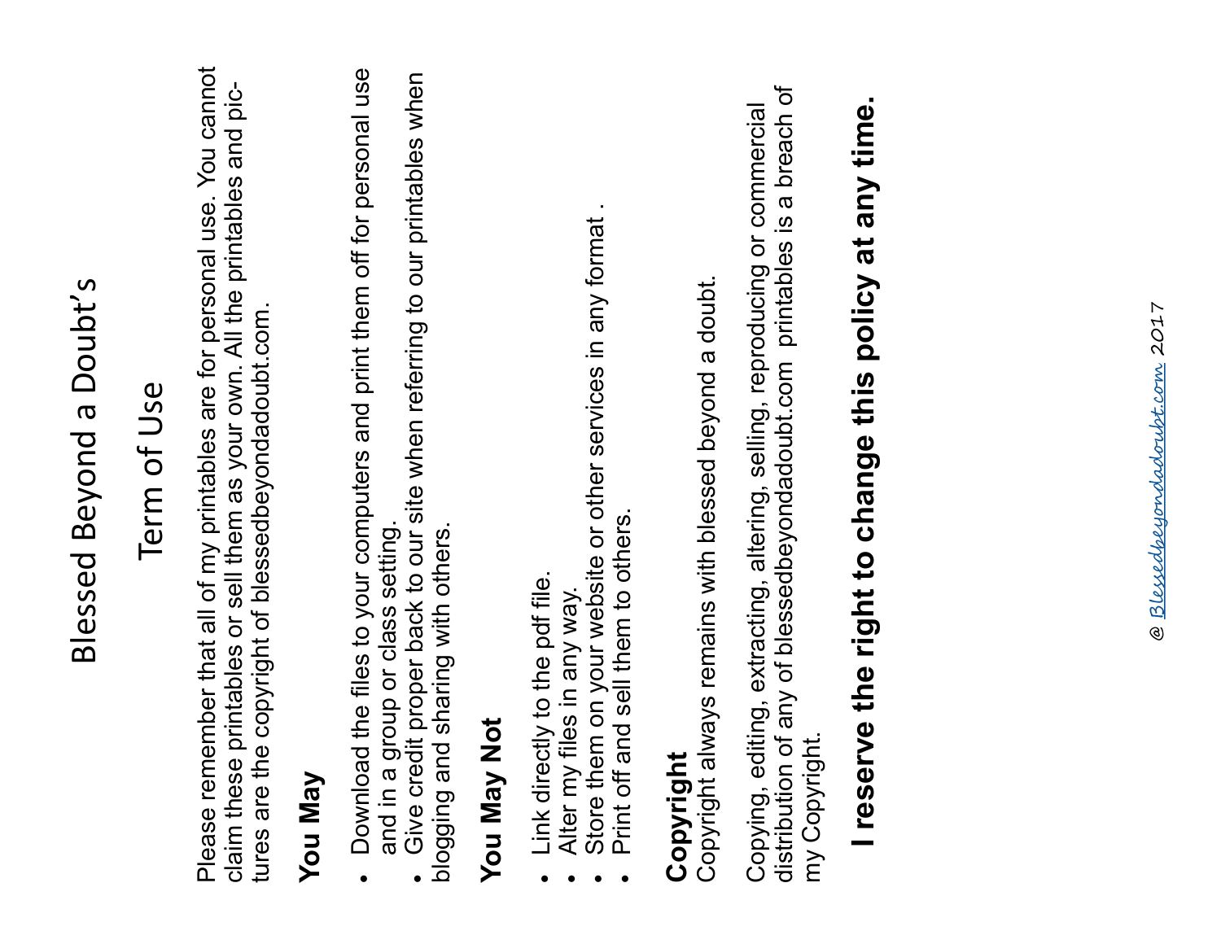# Blessed Beyond a Doubt's

## Term of Use

Please remember that all of my printables are for personal use. You cannot claim these printables or sell them as your own. All the printables and pictures are the copyright of blessedbeyondadoubt.com.

**You May**

- Download the files to your computers and print them off for personal use and in a group or class setting.
- Give credit proper back to our site when referring to our printables when blogging and sharing with others.

**You May Not**

- Link directly to the pdf file.
- Alter my files in any way.
- Store them on your website or other services in any format .
- Print off and sell them to others.

**Copyright**
Copyright always remains with blessed beyond a doubt.

Copying, editing, extracting, altering, selling, reproducing or commercial distribution of any of blessedbeyondadoubt.com printables is a breach of my Copyright.

**I reserve the right to change this policy at any time.**

@ *Blessedbeyondadoubt.com 2017*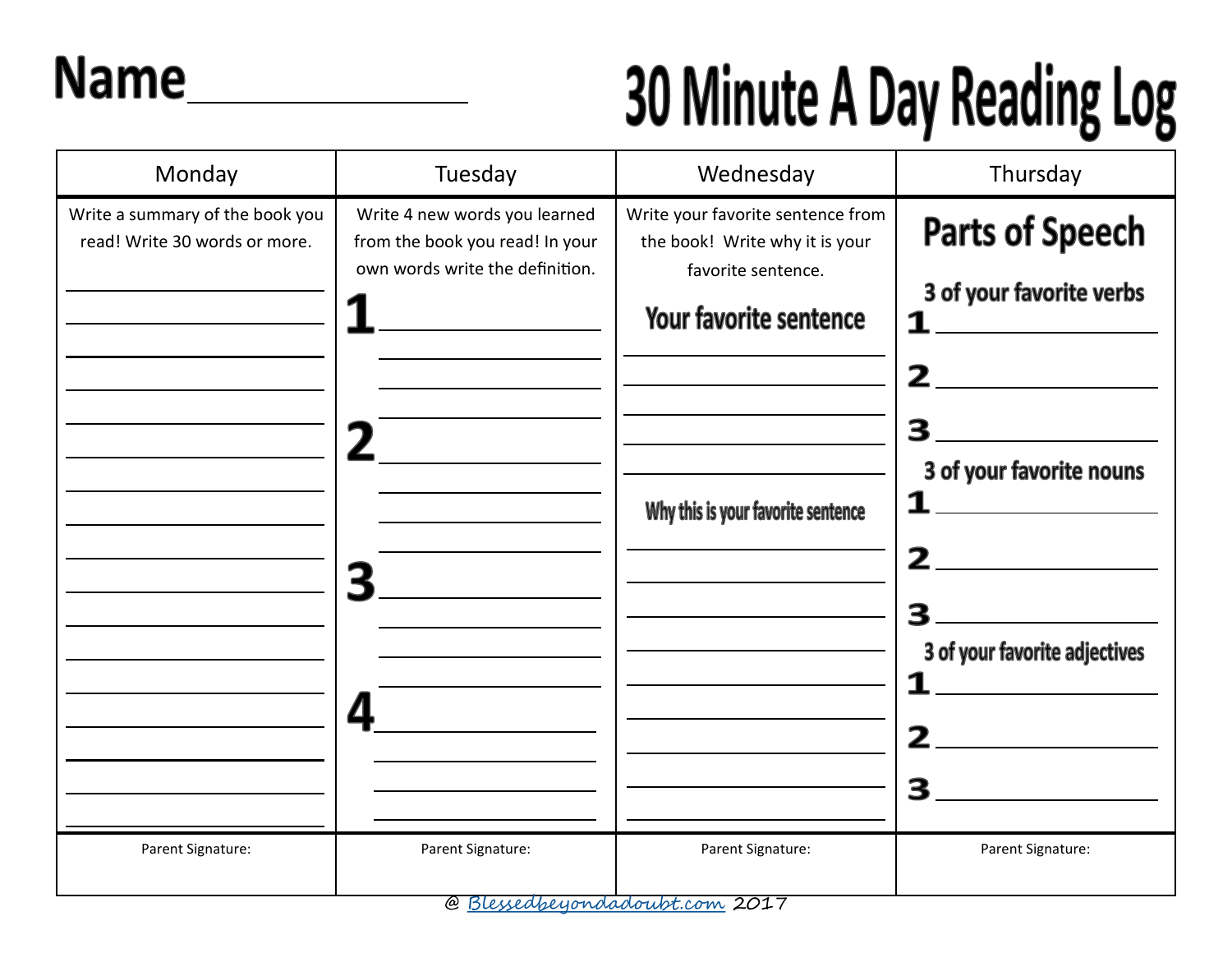Name______________

# 30 Minute A Day Reading Log

| Monday | Tuesday | Wednesday | Thursday |
| --- | --- | --- | --- |
| Write a summary of the book you read! Write 30 words or more. | Write 4 new words you learned from the book you read! In your own words write the definition.<br>1 ________<br>2 ________<br>3 ________<br>4 ________ | Write your favorite sentence from the book! Write why it is your favorite sentence.<br>**Your favorite sentence**<br>________<br>**Why this is your favorite sentence**<br>________ | **Parts of Speech**<br>**3 of your favorite verbs**<br>1 ________<br>2 ________<br>3 ________<br>**3 of your favorite nouns**<br>1 ________<br>2 ________<br>3 ________<br>**3 of your favorite adjectives**<br>1 ________<br>2 ________<br>3 ________ |
| Parent Signature: | Parent Signature: | Parent Signature: | Parent Signature: |

@ Blessedbeyondadoubt.com 2017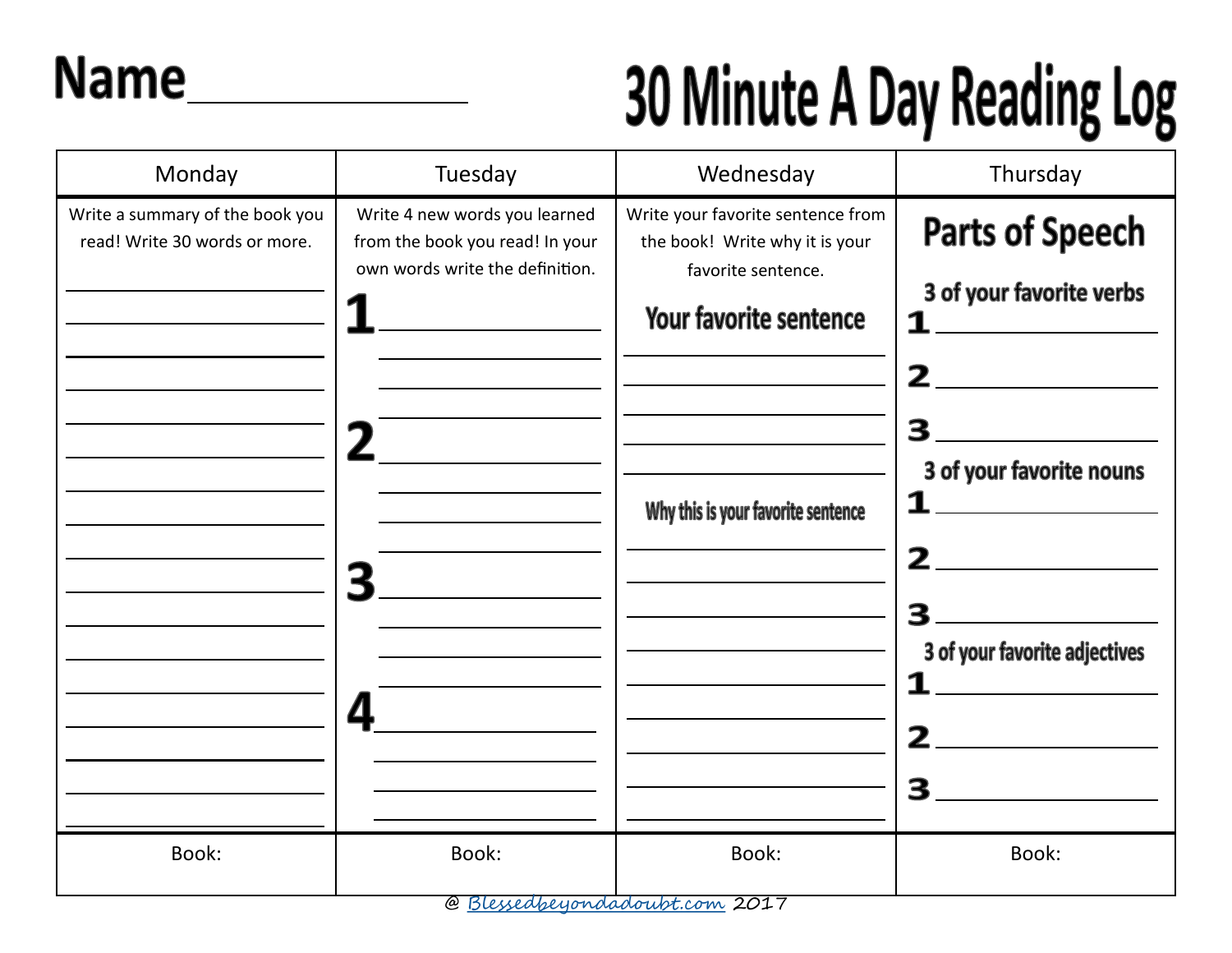Name_______________

# 30 Minute A Day Reading Log

| Monday | Tuesday | Wednesday | Thursday |
| --- | --- | --- | --- |
| Write a summary of the book you read! Write 30 words or more. | Write 4 new words you learned from the book you read! In your own words write the definition.<br><br>1 ____<br>2 ____<br>3 ____<br>4 ____ | Write your favorite sentence from the book! Write why it is your favorite sentence.<br><br>**Your favorite sentence**<br><br>**Why this is your favorite sentence** | **Parts of Speech**<br><br>**3 of your favorite verbs**<br>1 ____<br>2 ____<br>3 ____<br><br>**3 of your favorite nouns**<br>1 ____<br>2 ____<br>3 ____<br><br>**3 of your favorite adjectives**<br>1 ____<br>2 ____<br>3 ____ |
| Book: | Book: | Book: | Book: |

@ Blessedbeyondadoubt.com 2017